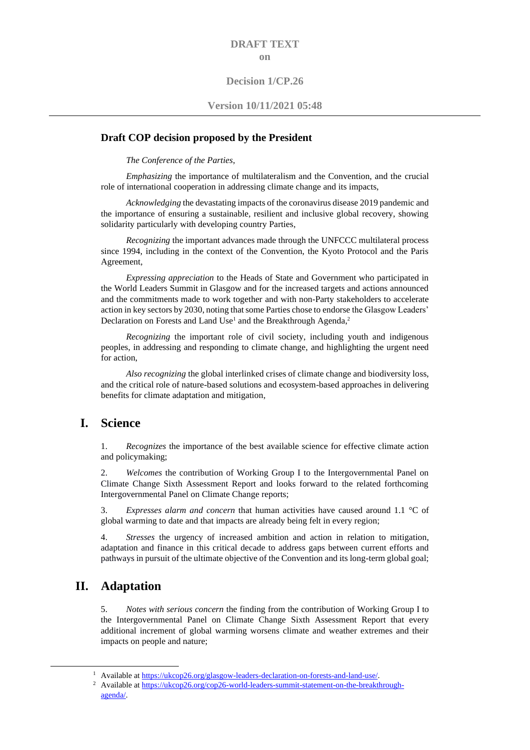**DRAFT TEXT**

**on**

**Decision 1/CP.26**

**Version 10/11/2021 05:48**

---

## Draft COP decision proposed by the President

*The Conference of the Parties*,

*Emphasizing* the importance of multilateralism and the Convention, and the crucial role of international cooperation in addressing climate change and its impacts,

*Acknowledging* the devastating impacts of the coronavirus disease 2019 pandemic and the importance of ensuring a sustainable, resilient and inclusive global recovery, showing solidarity particularly with developing country Parties,

*Recognizing* the important advances made through the UNFCCC multilateral process since 1994, including in the context of the Convention, the Kyoto Protocol and the Paris Agreement,

*Expressing appreciation* to the Heads of State and Government who participated in the World Leaders Summit in Glasgow and for the increased targets and actions announced and the commitments made to work together and with non-Party stakeholders to accelerate action in key sectors by 2030, noting that some Parties chose to endorse the Glasgow Leaders' Declaration on Forests and Land Use[1] and the Breakthrough Agenda,[2]

*Recognizing* the important role of civil society, including youth and indigenous peoples, in addressing and responding to climate change, and highlighting the urgent need for action,

*Also recognizing* the global interlinked crises of climate change and biodiversity loss, and the critical role of nature-based solutions and ecosystem-based approaches in delivering benefits for climate adaptation and mitigation,

## I. Science

1. *Recognizes* the importance of the best available science for effective climate action and policymaking;

2. *Welcomes* the contribution of Working Group I to the Intergovernmental Panel on Climate Change Sixth Assessment Report and looks forward to the related forthcoming Intergovernmental Panel on Climate Change reports;

3. *Expresses alarm and concern* that human activities have caused around 1.1 °C of global warming to date and that impacts are already being felt in every region;

4. *Stresses* the urgency of increased ambition and action in relation to mitigation, adaptation and finance in this critical decade to address gaps between current efforts and pathways in pursuit of the ultimate objective of the Convention and its long-term global goal;

## II. Adaptation

5. *Notes with serious concern* the finding from the contribution of Working Group I to the Intergovernmental Panel on Climate Change Sixth Assessment Report that every additional increment of global warming worsens climate and weather extremes and their impacts on people and nature;

---

[1] Available at https://ukcop26.org/glasgow-leaders-declaration-on-forests-and-land-use/.

[2] Available at https://ukcop26.org/cop26-world-leaders-summit-statement-on-the-breakthrough-agenda/.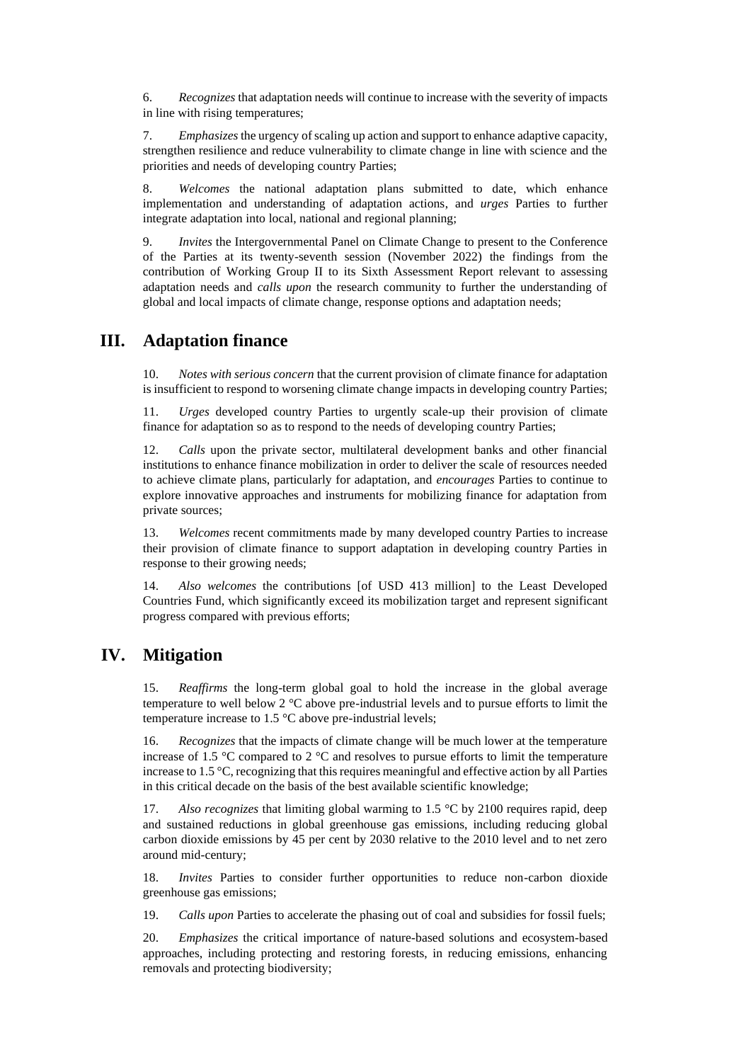6. *Recognizes* that adaptation needs will continue to increase with the severity of impacts in line with rising temperatures;

7. *Emphasizes* the urgency of scaling up action and support to enhance adaptive capacity, strengthen resilience and reduce vulnerability to climate change in line with science and the priorities and needs of developing country Parties;

8. *Welcomes* the national adaptation plans submitted to date, which enhance implementation and understanding of adaptation actions, and *urges* Parties to further integrate adaptation into local, national and regional planning;

9. *Invites* the Intergovernmental Panel on Climate Change to present to the Conference of the Parties at its twenty-seventh session (November 2022) the findings from the contribution of Working Group II to its Sixth Assessment Report relevant to assessing adaptation needs and *calls upon* the research community to further the understanding of global and local impacts of climate change, response options and adaptation needs;

## III. Adaptation finance

10. *Notes with serious concern* that the current provision of climate finance for adaptation is insufficient to respond to worsening climate change impacts in developing country Parties;

11. *Urges* developed country Parties to urgently scale-up their provision of climate finance for adaptation so as to respond to the needs of developing country Parties;

12. *Calls* upon the private sector, multilateral development banks and other financial institutions to enhance finance mobilization in order to deliver the scale of resources needed to achieve climate plans, particularly for adaptation, and *encourages* Parties to continue to explore innovative approaches and instruments for mobilizing finance for adaptation from private sources;

13. *Welcomes* recent commitments made by many developed country Parties to increase their provision of climate finance to support adaptation in developing country Parties in response to their growing needs;

14. *Also welcomes* the contributions [of USD 413 million] to the Least Developed Countries Fund, which significantly exceed its mobilization target and represent significant progress compared with previous efforts;

## IV. Mitigation

15. *Reaffirms* the long-term global goal to hold the increase in the global average temperature to well below 2 °C above pre-industrial levels and to pursue efforts to limit the temperature increase to 1.5 °C above pre-industrial levels;

16. *Recognizes* that the impacts of climate change will be much lower at the temperature increase of 1.5 °C compared to 2 °C and resolves to pursue efforts to limit the temperature increase to 1.5 °C, recognizing that this requires meaningful and effective action by all Parties in this critical decade on the basis of the best available scientific knowledge;

17. *Also recognizes* that limiting global warming to 1.5 °C by 2100 requires rapid, deep and sustained reductions in global greenhouse gas emissions, including reducing global carbon dioxide emissions by 45 per cent by 2030 relative to the 2010 level and to net zero around mid-century;

18. *Invites* Parties to consider further opportunities to reduce non-carbon dioxide greenhouse gas emissions;

19. *Calls upon* Parties to accelerate the phasing out of coal and subsidies for fossil fuels;

20. *Emphasizes* the critical importance of nature-based solutions and ecosystem-based approaches, including protecting and restoring forests, in reducing emissions, enhancing removals and protecting biodiversity;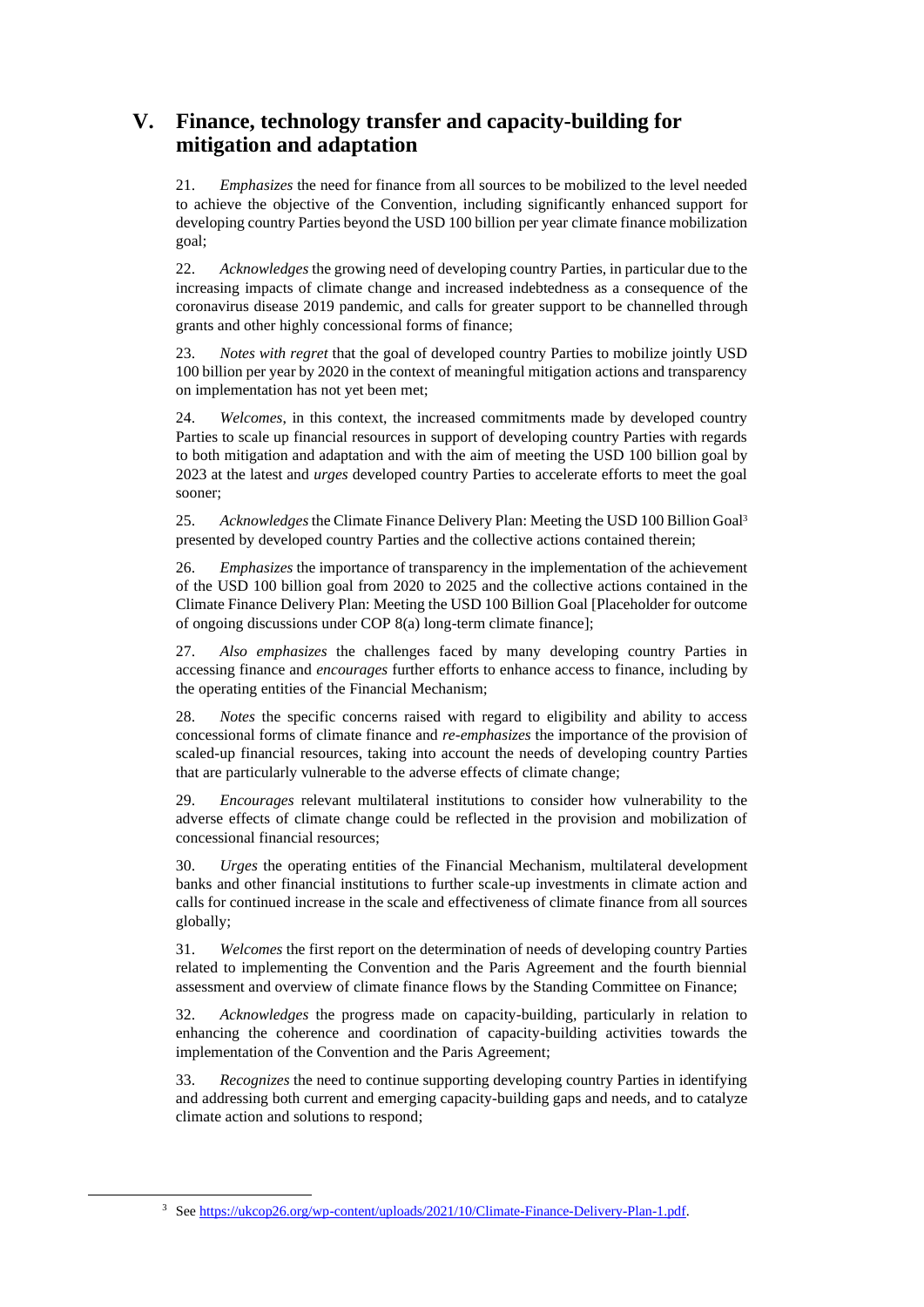## V. Finance, technology transfer and capacity-building for mitigation and adaptation

21. *Emphasizes* the need for finance from all sources to be mobilized to the level needed to achieve the objective of the Convention, including significantly enhanced support for developing country Parties beyond the USD 100 billion per year climate finance mobilization goal;

22. *Acknowledges* the growing need of developing country Parties, in particular due to the increasing impacts of climate change and increased indebtedness as a consequence of the coronavirus disease 2019 pandemic, and calls for greater support to be channelled through grants and other highly concessional forms of finance;

23. *Notes with regret* that the goal of developed country Parties to mobilize jointly USD 100 billion per year by 2020 in the context of meaningful mitigation actions and transparency on implementation has not yet been met;

24. *Welcomes*, in this context, the increased commitments made by developed country Parties to scale up financial resources in support of developing country Parties with regards to both mitigation and adaptation and with the aim of meeting the USD 100 billion goal by 2023 at the latest and *urges* developed country Parties to accelerate efforts to meet the goal sooner;

25. *Acknowledges* the Climate Finance Delivery Plan: Meeting the USD 100 Billion Goal[3] presented by developed country Parties and the collective actions contained therein;

26. *Emphasizes* the importance of transparency in the implementation of the achievement of the USD 100 billion goal from 2020 to 2025 and the collective actions contained in the Climate Finance Delivery Plan: Meeting the USD 100 Billion Goal [Placeholder for outcome of ongoing discussions under COP 8(a) long-term climate finance];

27. *Also emphasizes* the challenges faced by many developing country Parties in accessing finance and *encourages* further efforts to enhance access to finance, including by the operating entities of the Financial Mechanism;

28. *Notes* the specific concerns raised with regard to eligibility and ability to access concessional forms of climate finance and *re-emphasizes* the importance of the provision of scaled-up financial resources, taking into account the needs of developing country Parties that are particularly vulnerable to the adverse effects of climate change;

29. *Encourages* relevant multilateral institutions to consider how vulnerability to the adverse effects of climate change could be reflected in the provision and mobilization of concessional financial resources;

30. *Urges* the operating entities of the Financial Mechanism, multilateral development banks and other financial institutions to further scale-up investments in climate action and calls for continued increase in the scale and effectiveness of climate finance from all sources globally;

31. *Welcomes* the first report on the determination of needs of developing country Parties related to implementing the Convention and the Paris Agreement and the fourth biennial assessment and overview of climate finance flows by the Standing Committee on Finance;

32. *Acknowledges* the progress made on capacity-building, particularly in relation to enhancing the coherence and coordination of capacity-building activities towards the implementation of the Convention and the Paris Agreement;

33. *Recognizes* the need to continue supporting developing country Parties in identifying and addressing both current and emerging capacity-building gaps and needs, and to catalyze climate action and solutions to respond;

---

[3] See https://ukcop26.org/wp-content/uploads/2021/10/Climate-Finance-Delivery-Plan-1.pdf.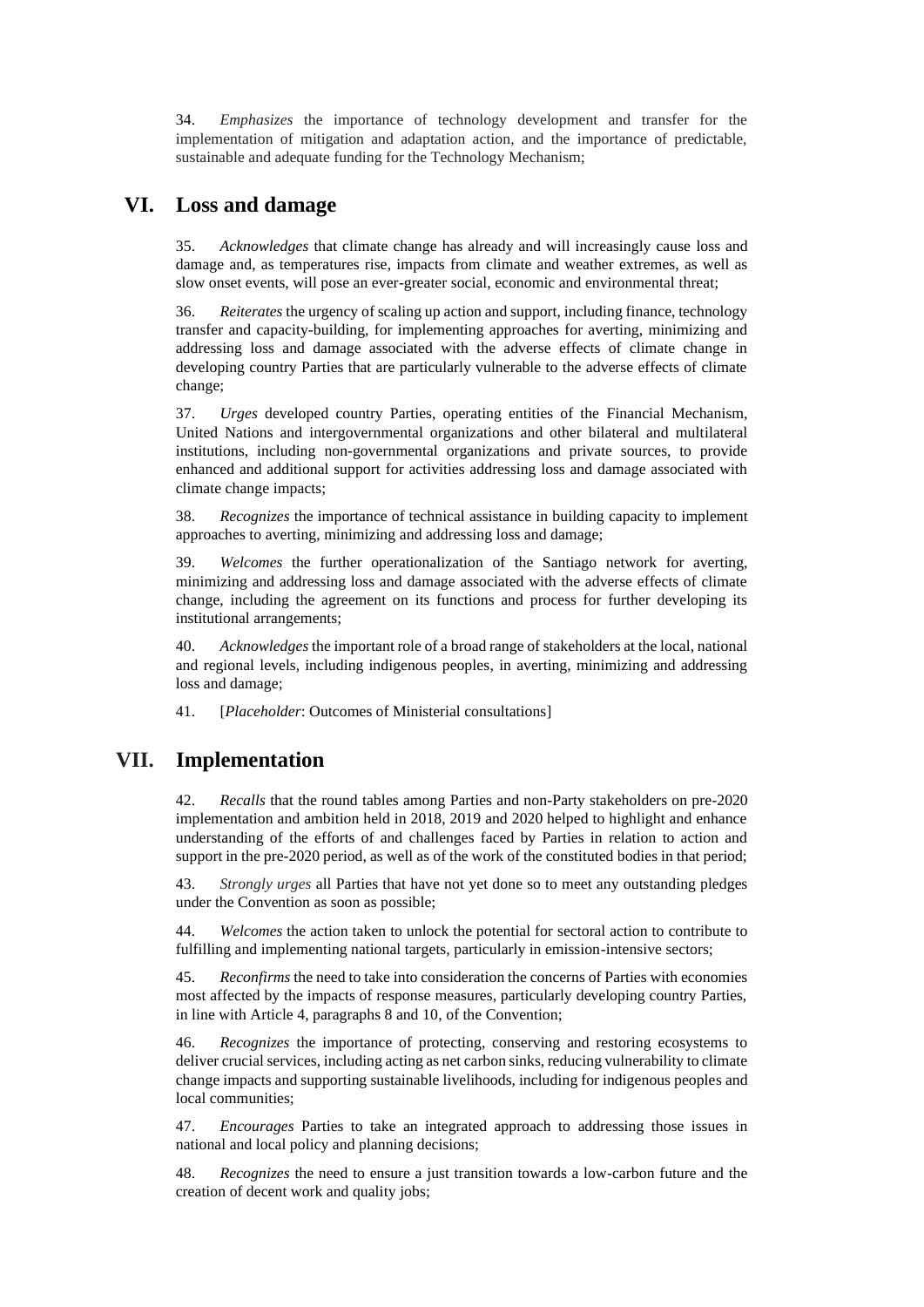34. *Emphasizes* the importance of technology development and transfer for the implementation of mitigation and adaptation action, and the importance of predictable, sustainable and adequate funding for the Technology Mechanism;

## VI. Loss and damage

35. *Acknowledges* that climate change has already and will increasingly cause loss and damage and, as temperatures rise, impacts from climate and weather extremes, as well as slow onset events, will pose an ever-greater social, economic and environmental threat;

36. *Reiterates* the urgency of scaling up action and support, including finance, technology transfer and capacity-building, for implementing approaches for averting, minimizing and addressing loss and damage associated with the adverse effects of climate change in developing country Parties that are particularly vulnerable to the adverse effects of climate change;

37. *Urges* developed country Parties, operating entities of the Financial Mechanism, United Nations and intergovernmental organizations and other bilateral and multilateral institutions, including non-governmental organizations and private sources, to provide enhanced and additional support for activities addressing loss and damage associated with climate change impacts;

38. *Recognizes* the importance of technical assistance in building capacity to implement approaches to averting, minimizing and addressing loss and damage;

39. *Welcomes* the further operationalization of the Santiago network for averting, minimizing and addressing loss and damage associated with the adverse effects of climate change, including the agreement on its functions and process for further developing its institutional arrangements;

40. *Acknowledges* the important role of a broad range of stakeholders at the local, national and regional levels, including indigenous peoples, in averting, minimizing and addressing loss and damage;

41. [*Placeholder*: Outcomes of Ministerial consultations]

## VII. Implementation

42. *Recalls* that the round tables among Parties and non-Party stakeholders on pre-2020 implementation and ambition held in 2018, 2019 and 2020 helped to highlight and enhance understanding of the efforts of and challenges faced by Parties in relation to action and support in the pre-2020 period, as well as of the work of the constituted bodies in that period;

43. *Strongly urges* all Parties that have not yet done so to meet any outstanding pledges under the Convention as soon as possible;

44. *Welcomes* the action taken to unlock the potential for sectoral action to contribute to fulfilling and implementing national targets, particularly in emission-intensive sectors;

45. *Reconfirms* the need to take into consideration the concerns of Parties with economies most affected by the impacts of response measures, particularly developing country Parties, in line with Article 4, paragraphs 8 and 10, of the Convention;

46. *Recognizes* the importance of protecting, conserving and restoring ecosystems to deliver crucial services, including acting as net carbon sinks, reducing vulnerability to climate change impacts and supporting sustainable livelihoods, including for indigenous peoples and local communities;

47. *Encourages* Parties to take an integrated approach to addressing those issues in national and local policy and planning decisions;

48. *Recognizes* the need to ensure a just transition towards a low-carbon future and the creation of decent work and quality jobs;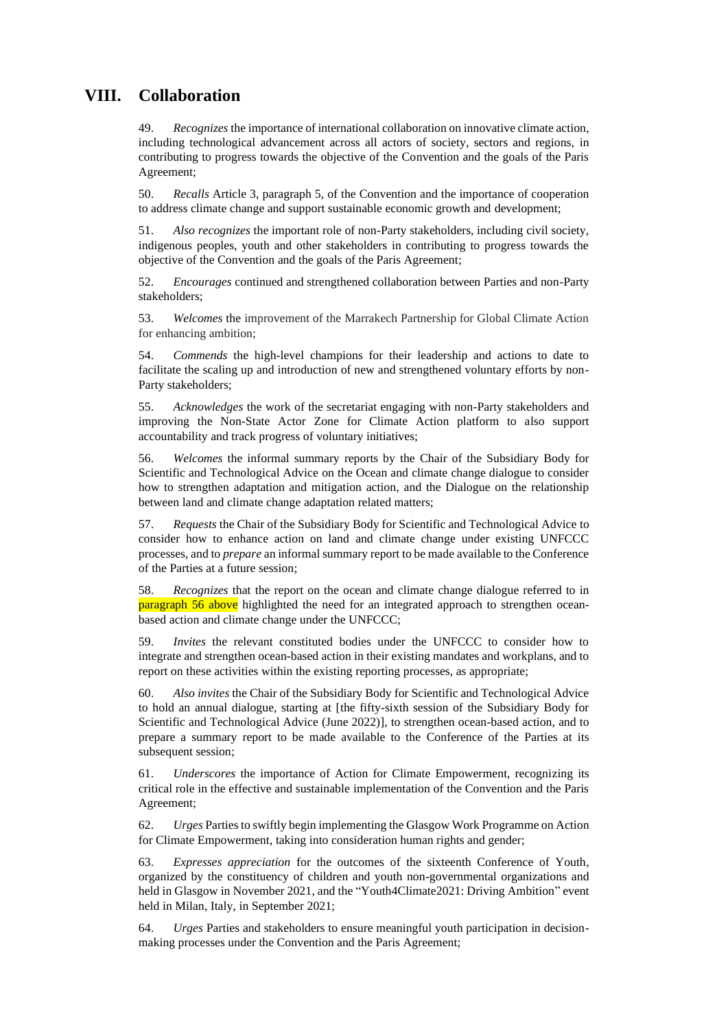# VIII. Collaboration

49. *Recognizes* the importance of international collaboration on innovative climate action, including technological advancement across all actors of society, sectors and regions, in contributing to progress towards the objective of the Convention and the goals of the Paris Agreement;

50. *Recalls* Article 3, paragraph 5, of the Convention and the importance of cooperation to address climate change and support sustainable economic growth and development;

51. *Also recognizes* the important role of non-Party stakeholders, including civil society, indigenous peoples, youth and other stakeholders in contributing to progress towards the objective of the Convention and the goals of the Paris Agreement;

52. *Encourages* continued and strengthened collaboration between Parties and non-Party stakeholders;

53. *Welcomes* the improvement of the Marrakech Partnership for Global Climate Action for enhancing ambition;

54. *Commends* the high-level champions for their leadership and actions to date to facilitate the scaling up and introduction of new and strengthened voluntary efforts by non-Party stakeholders;

55. *Acknowledges* the work of the secretariat engaging with non-Party stakeholders and improving the Non-State Actor Zone for Climate Action platform to also support accountability and track progress of voluntary initiatives;

56. *Welcomes* the informal summary reports by the Chair of the Subsidiary Body for Scientific and Technological Advice on the Ocean and climate change dialogue to consider how to strengthen adaptation and mitigation action, and the Dialogue on the relationship between land and climate change adaptation related matters;

57. *Requests* the Chair of the Subsidiary Body for Scientific and Technological Advice to consider how to enhance action on land and climate change under existing UNFCCC processes, and to *prepare* an informal summary report to be made available to the Conference of the Parties at a future session;

58. *Recognizes* that the report on the ocean and climate change dialogue referred to in paragraph 56 above highlighted the need for an integrated approach to strengthen ocean-based action and climate change under the UNFCCC;

59. *Invites* the relevant constituted bodies under the UNFCCC to consider how to integrate and strengthen ocean-based action in their existing mandates and workplans, and to report on these activities within the existing reporting processes, as appropriate;

60. *Also invites* the Chair of the Subsidiary Body for Scientific and Technological Advice to hold an annual dialogue, starting at [the fifty-sixth session of the Subsidiary Body for Scientific and Technological Advice (June 2022)], to strengthen ocean-based action, and to prepare a summary report to be made available to the Conference of the Parties at its subsequent session;

61. *Underscores* the importance of Action for Climate Empowerment, recognizing its critical role in the effective and sustainable implementation of the Convention and the Paris Agreement;

62. *Urges* Parties to swiftly begin implementing the Glasgow Work Programme on Action for Climate Empowerment, taking into consideration human rights and gender;

63. *Expresses appreciation* for the outcomes of the sixteenth Conference of Youth, organized by the constituency of children and youth non-governmental organizations and held in Glasgow in November 2021, and the "Youth4Climate2021: Driving Ambition" event held in Milan, Italy, in September 2021;

64. *Urges* Parties and stakeholders to ensure meaningful youth participation in decision-making processes under the Convention and the Paris Agreement;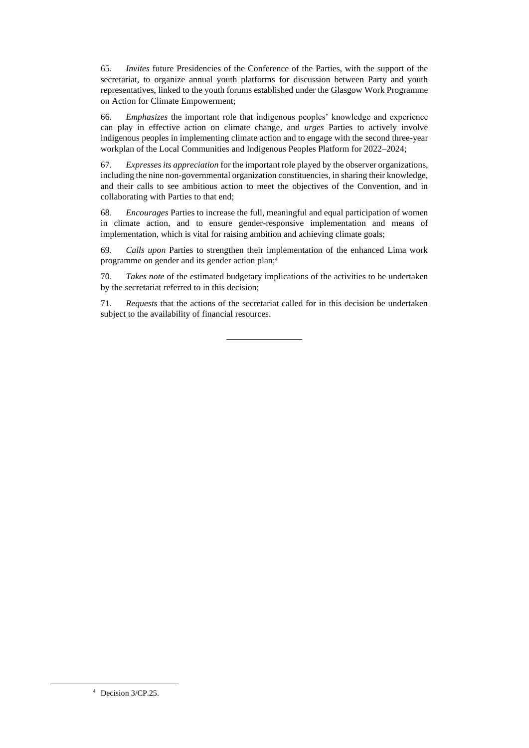65. *Invites* future Presidencies of the Conference of the Parties, with the support of the secretariat, to organize annual youth platforms for discussion between Party and youth representatives, linked to the youth forums established under the Glasgow Work Programme on Action for Climate Empowerment;

66. *Emphasizes* the important role that indigenous peoples' knowledge and experience can play in effective action on climate change, and *urges* Parties to actively involve indigenous peoples in implementing climate action and to engage with the second three-year workplan of the Local Communities and Indigenous Peoples Platform for 2022–2024;

67. *Expresses its appreciation* for the important role played by the observer organizations, including the nine non-governmental organization constituencies, in sharing their knowledge, and their calls to see ambitious action to meet the objectives of the Convention, and in collaborating with Parties to that end;

68. *Encourages* Parties to increase the full, meaningful and equal participation of women in climate action, and to ensure gender-responsive implementation and means of implementation, which is vital for raising ambition and achieving climate goals;

69. *Calls upon* Parties to strengthen their implementation of the enhanced Lima work programme on gender and its gender action plan;[4]

70. *Takes note* of the estimated budgetary implications of the activities to be undertaken by the secretariat referred to in this decision;

71. *Requests* that the actions of the secretariat called for in this decision be undertaken subject to the availability of financial resources.

---

[4] Decision 3/CP.25.